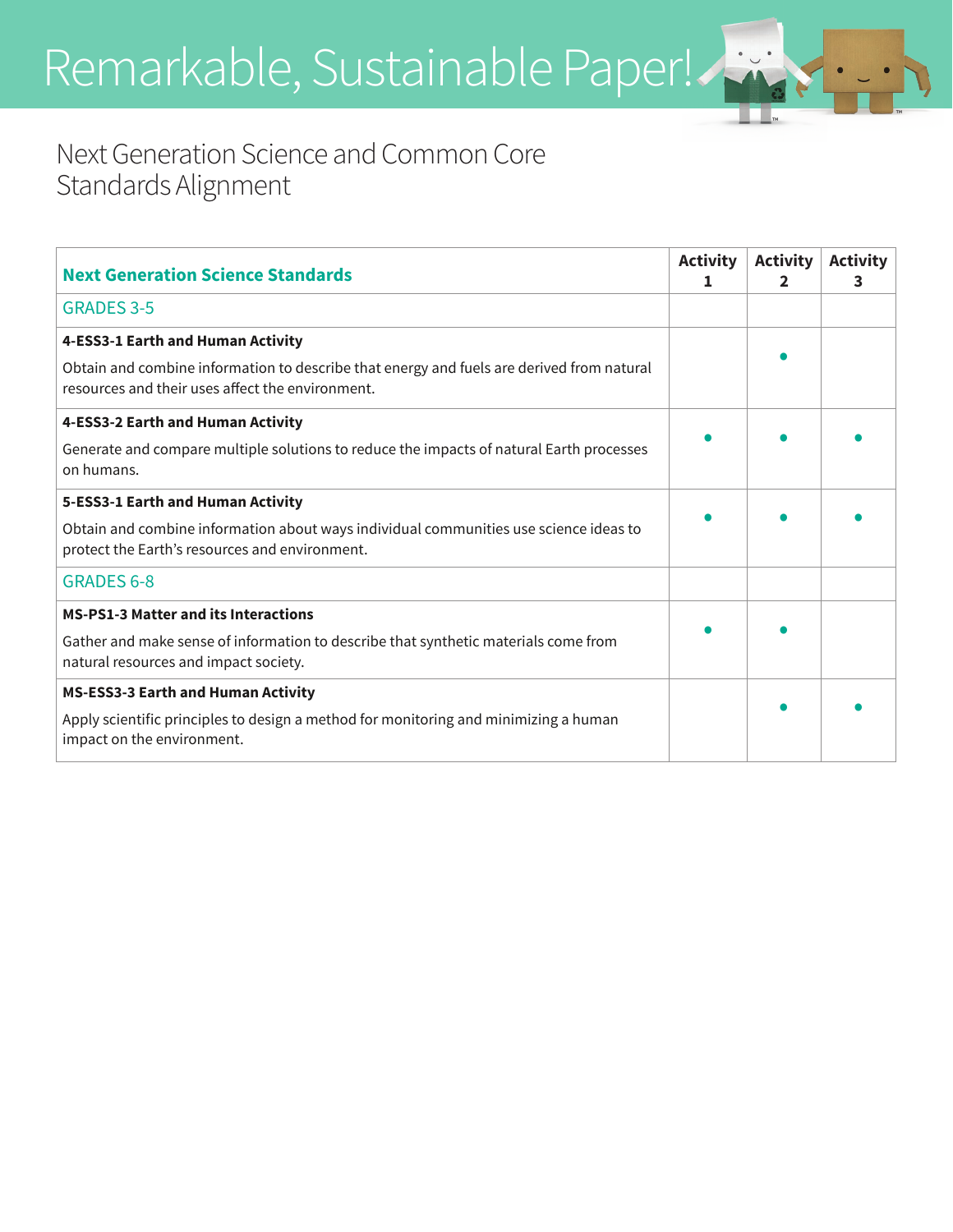# Remarkable, Sustainable Paper!

## Next Generation Science and Common Core Standards Alignment

| **Next Generation Science Standards** | **Activity 1** | **Activity 2** | **Activity 3** |
|---|---|---|---|
| GRADES 3-5 | | | |
| **4-ESS3-1 Earth and Human Activity**<br>Obtain and combine information to describe that energy and fuels are derived from natural resources and their uses affect the environment. | | • | |
| **4-ESS3-2 Earth and Human Activity**<br>Generate and compare multiple solutions to reduce the impacts of natural Earth processes on humans. | • | • | • |
| **5-ESS3-1 Earth and Human Activity**<br>Obtain and combine information about ways individual communities use science ideas to protect the Earth's resources and environment. | • | • | • |
| GRADES 6-8 | | | |
| **MS-PS1-3 Matter and its Interactions**<br>Gather and make sense of information to describe that synthetic materials come from natural resources and impact society. | • | • | |
| **MS-ESS3-3 Earth and Human Activity**<br>Apply scientific principles to design a method for monitoring and minimizing a human impact on the environment. | | • | • |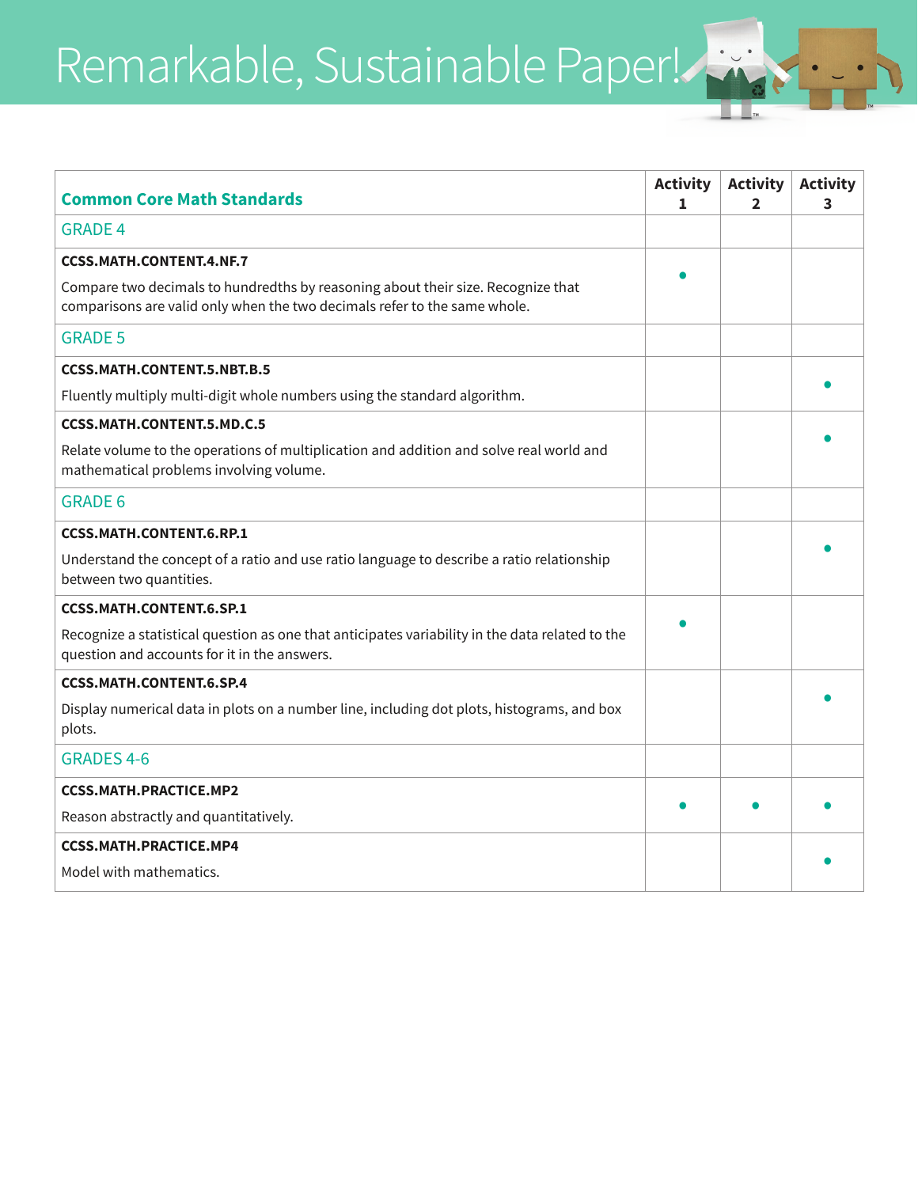# Remarkable, Sustainable Paper!

| Common Core Math Standards | Activity 1 | Activity 2 | Activity 3 |
|---|---|---|---|
| GRADE 4 | | | |
| **CCSS.MATH.CONTENT.4.NF.7**<br>Compare two decimals to hundredths by reasoning about their size. Recognize that comparisons are valid only when the two decimals refer to the same whole. | • | | |
| GRADE 5 | | | |
| **CCSS.MATH.CONTENT.5.NBT.B.5**<br>Fluently multiply multi-digit whole numbers using the standard algorithm. | | | • |
| **CCSS.MATH.CONTENT.5.MD.C.5**<br>Relate volume to the operations of multiplication and addition and solve real world and mathematical problems involving volume. | | | • |
| GRADE 6 | | | |
| **CCSS.MATH.CONTENT.6.RP.1**<br>Understand the concept of a ratio and use ratio language to describe a ratio relationship between two quantities. | | | • |
| **CCSS.MATH.CONTENT.6.SP.1**<br>Recognize a statistical question as one that anticipates variability in the data related to the question and accounts for it in the answers. | • | | |
| **CCSS.MATH.CONTENT.6.SP.4**<br>Display numerical data in plots on a number line, including dot plots, histograms, and box plots. | | | • |
| GRADES 4-6 | | | |
| **CCSS.MATH.PRACTICE.MP2**<br>Reason abstractly and quantitatively. | • | • | • |
| **CCSS.MATH.PRACTICE.MP4**<br>Model with mathematics. | | | • |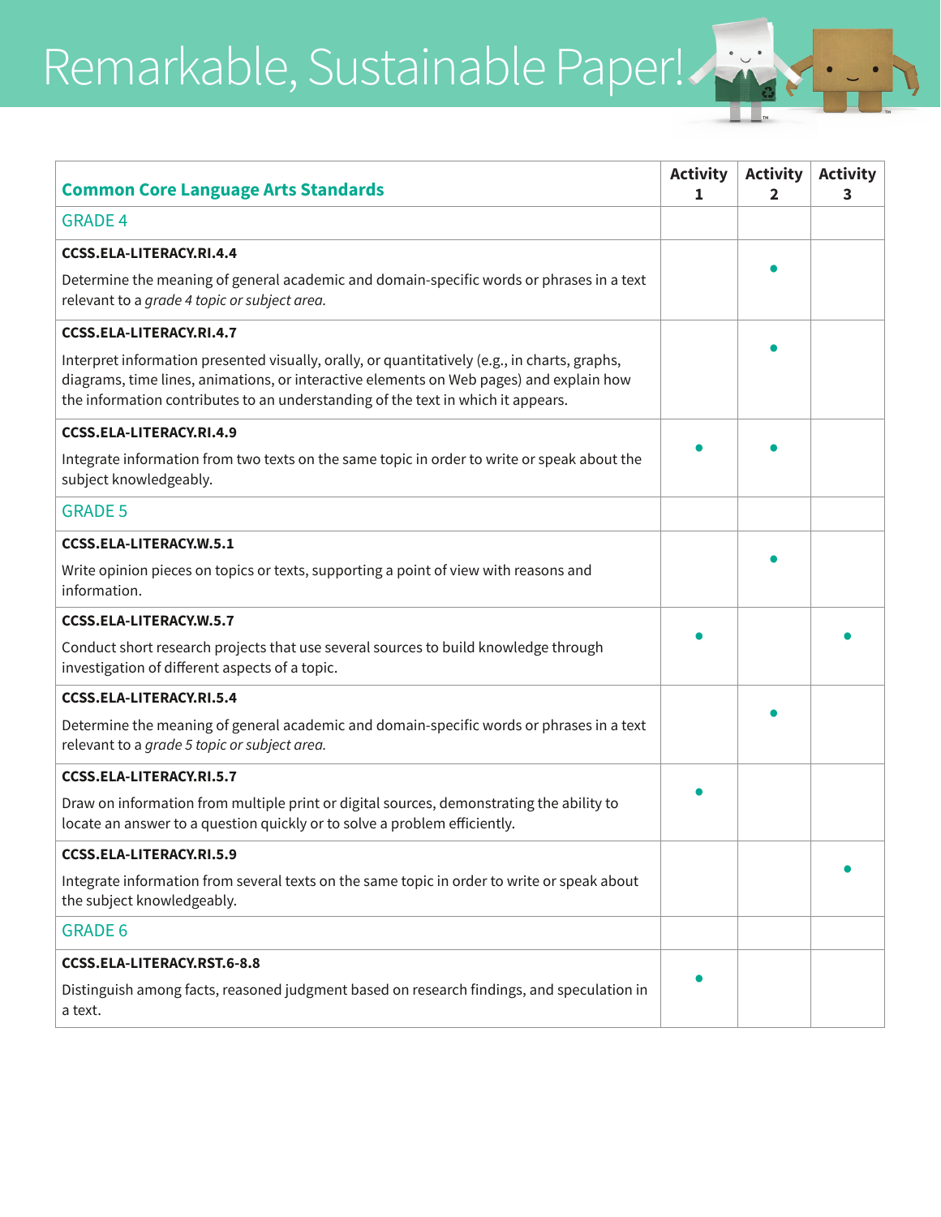# Remarkable, Sustainable Paper!

| Common Core Language Arts Standards | Activity 1 | Activity 2 | Activity 3 |
|---|---|---|---|
| GRADE 4 | | | |
| **CCSS.ELA-LITERACY.RI.4.4**<br>Determine the meaning of general academic and domain-specific words or phrases in a text relevant to a *grade 4 topic or subject area.* | | • | |
| **CCSS.ELA-LITERACY.RI.4.7**<br>Interpret information presented visually, orally, or quantitatively (e.g., in charts, graphs, diagrams, time lines, animations, or interactive elements on Web pages) and explain how the information contributes to an understanding of the text in which it appears. | | • | |
| **CCSS.ELA-LITERACY.RI.4.9**<br>Integrate information from two texts on the same topic in order to write or speak about the subject knowledgeably. | • | • | |
| GRADE 5 | | | |
| **CCSS.ELA-LITERACY.W.5.1**<br>Write opinion pieces on topics or texts, supporting a point of view with reasons and information. | | • | |
| **CCSS.ELA-LITERACY.W.5.7**<br>Conduct short research projects that use several sources to build knowledge through investigation of different aspects of a topic. | • | | • |
| **CCSS.ELA-LITERACY.RI.5.4**<br>Determine the meaning of general academic and domain-specific words or phrases in a text relevant to a *grade 5 topic or subject area.* | | • | |
| **CCSS.ELA-LITERACY.RI.5.7**<br>Draw on information from multiple print or digital sources, demonstrating the ability to locate an answer to a question quickly or to solve a problem efficiently. | • | | |
| **CCSS.ELA-LITERACY.RI.5.9**<br>Integrate information from several texts on the same topic in order to write or speak about the subject knowledgeably. | | | • |
| GRADE 6 | | | |
| **CCSS.ELA-LITERACY.RST.6-8.8**<br>Distinguish among facts, reasoned judgment based on research findings, and speculation in a text. | • | | |